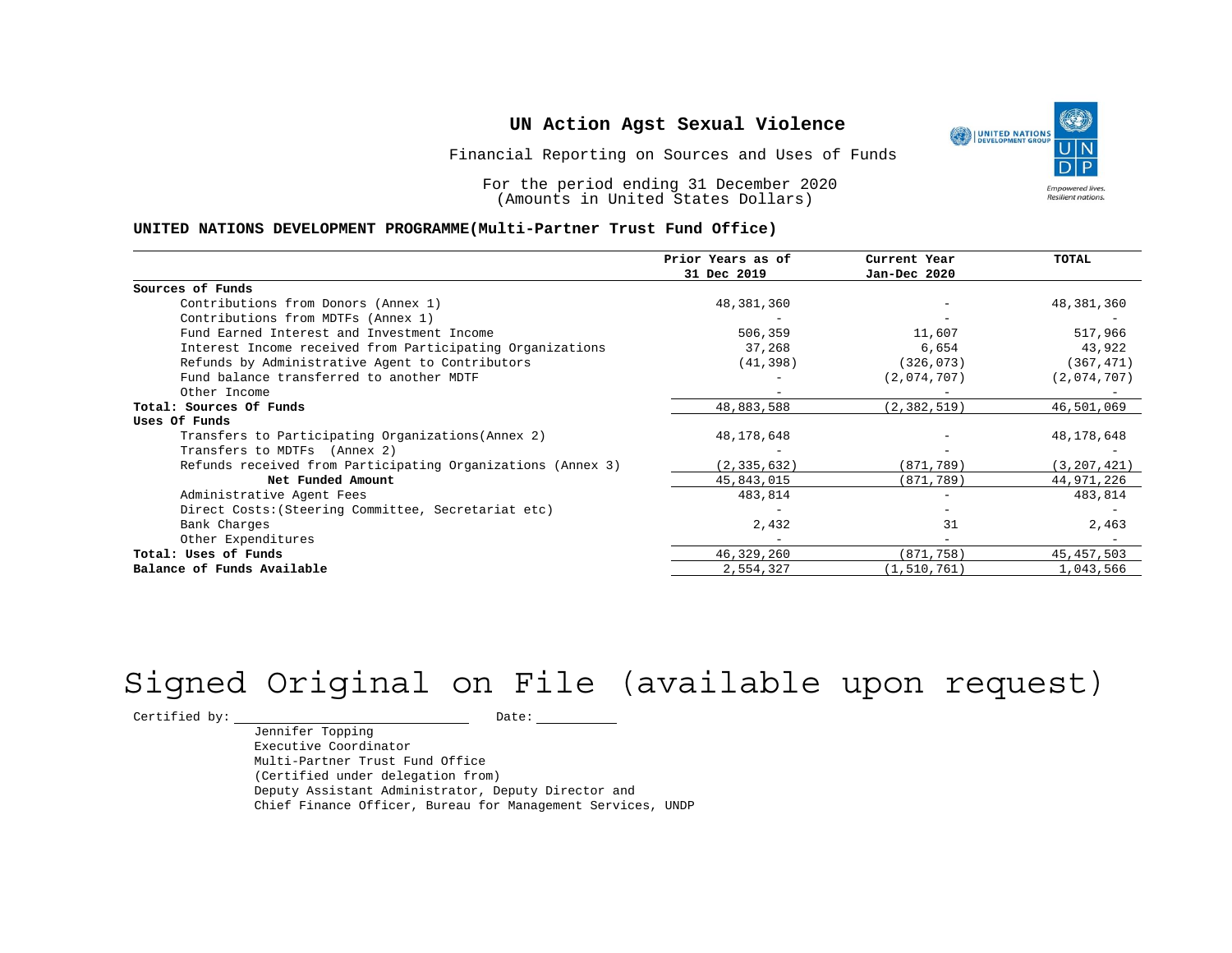# UN Action Agst Sexual Violence

Financial Reporting on Sources and Uses of Funds

For the period ending 31 December 2020
(Amounts in United States Dollars)

**UNITED NATIONS DEVELOPMENT PROGRAMME(Multi-Partner Trust Fund Office)**

| | Prior Years as of 31 Dec 2019 | Current Year Jan-Dec 2020 | TOTAL |
|---|---|---|---|
| **Sources of Funds** | | | |
| Contributions from Donors (Annex 1) | 48,381,360 | - | 48,381,360 |
| Contributions from MDTFs (Annex 1) | - | - | - |
| Fund Earned Interest and Investment Income | 506,359 | 11,607 | 517,966 |
| Interest Income received from Participating Organizations | 37,268 | 6,654 | 43,922 |
| Refunds by Administrative Agent to Contributors | (41,398) | (326,073) | (367,471) |
| Fund balance transferred to another MDTF | - | (2,074,707) | (2,074,707) |
| Other Income | - | - | - |
| **Total: Sources Of Funds** | 48,883,588 | (2,382,519) | 46,501,069 |
| **Uses Of Funds** | | | |
| Transfers to Participating Organizations(Annex 2) | 48,178,648 | - | 48,178,648 |
| Transfers to MDTFs (Annex 2) | - | - | - |
| Refunds received from Participating Organizations (Annex 3) | (2,335,632) | (871,789) | (3,207,421) |
| **Net Funded Amount** | 45,843,015 | (871,789) | 44,971,226 |
| Administrative Agent Fees | 483,814 | - | 483,814 |
| Direct Costs:(Steering Committee, Secretariat etc) | - | - | - |
| Bank Charges | 2,432 | 31 | 2,463 |
| Other Expenditures | - | - | - |
| **Total: Uses of Funds** | 46,329,260 | (871,758) | 45,457,503 |
| **Balance of Funds Available** | 2,554,327 | (1,510,761) | 1,043,566 |

Signed Original on File (available upon request)

Certified by: ____________________ Date: __________

Jennifer Topping
Executive Coordinator
Multi-Partner Trust Fund Office
(Certified under delegation from)
Deputy Assistant Administrator, Deputy Director and
Chief Finance Officer, Bureau for Management Services, UNDP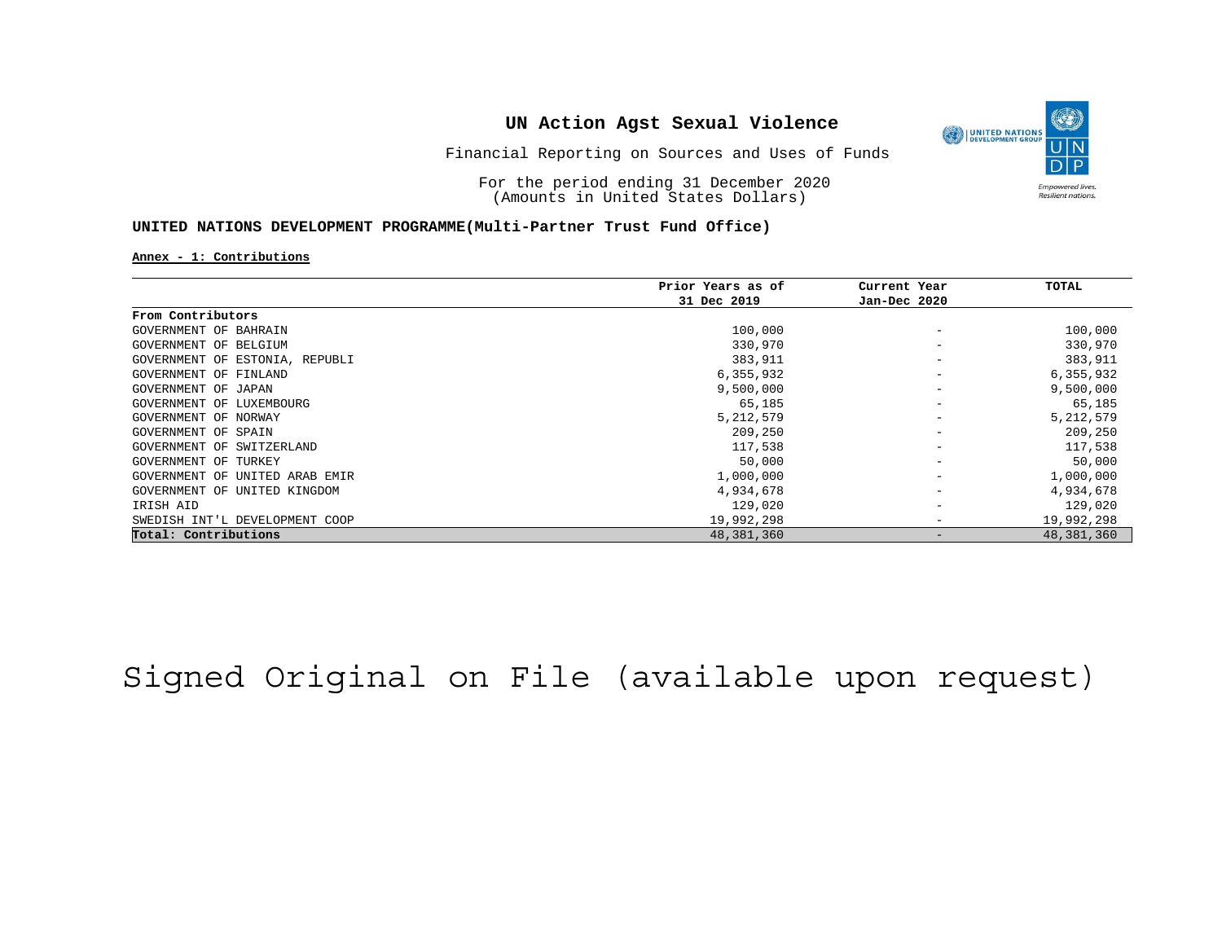# UN Action Agst Sexual Violence

Financial Reporting on Sources and Uses of Funds

For the period ending 31 December 2020
(Amounts in United States Dollars)

**UNITED NATIONS DEVELOPMENT PROGRAMME(Multi-Partner Trust Fund Office)**

**Annex - 1: Contributions**

| | Prior Years as of 31 Dec 2019 | Current Year Jan-Dec 2020 | TOTAL |
|---|---|---|---|
| **From Contributors** | | | |
| GOVERNMENT OF BAHRAIN | 100,000 | - | 100,000 |
| GOVERNMENT OF BELGIUM | 330,970 | - | 330,970 |
| GOVERNMENT OF ESTONIA, REPUBLI | 383,911 | - | 383,911 |
| GOVERNMENT OF FINLAND | 6,355,932 | - | 6,355,932 |
| GOVERNMENT OF JAPAN | 9,500,000 | - | 9,500,000 |
| GOVERNMENT OF LUXEMBOURG | 65,185 | - | 65,185 |
| GOVERNMENT OF NORWAY | 5,212,579 | - | 5,212,579 |
| GOVERNMENT OF SPAIN | 209,250 | - | 209,250 |
| GOVERNMENT OF SWITZERLAND | 117,538 | - | 117,538 |
| GOVERNMENT OF TURKEY | 50,000 | - | 50,000 |
| GOVERNMENT OF UNITED ARAB EMIR | 1,000,000 | - | 1,000,000 |
| GOVERNMENT OF UNITED KINGDOM | 4,934,678 | - | 4,934,678 |
| IRISH AID | 129,020 | - | 129,020 |
| SWEDISH INT'L DEVELOPMENT COOP | 19,992,298 | - | 19,992,298 |
| **Total: Contributions** | 48,381,360 | - | 48,381,360 |

Signed Original on File (available upon request)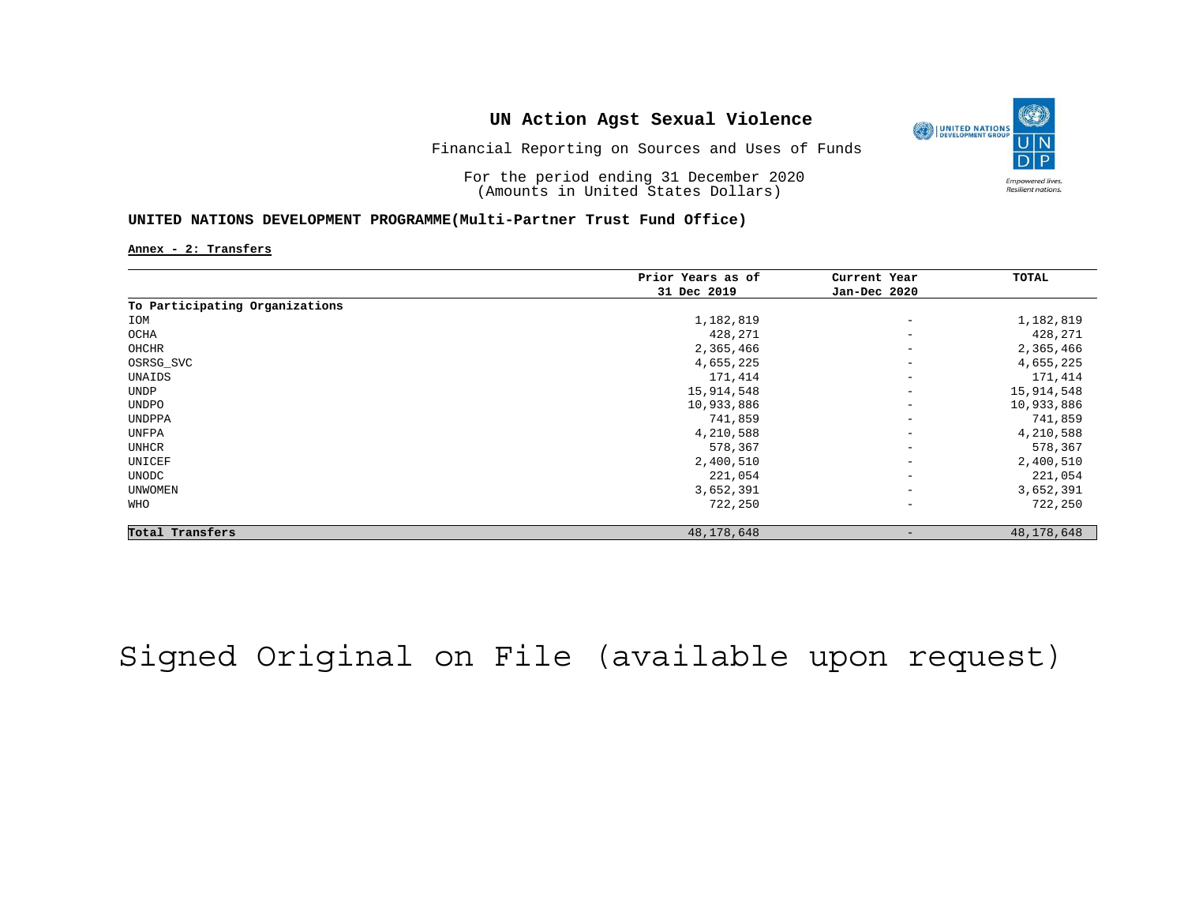# UN Action Agst Sexual Violence

Financial Reporting on Sources and Uses of Funds

For the period ending 31 December 2020
(Amounts in United States Dollars)

**UNITED NATIONS DEVELOPMENT PROGRAMME(Multi-Partner Trust Fund Office)**

**Annex - 2: Transfers**

| | Prior Years as of 31 Dec 2019 | Current Year Jan-Dec 2020 | TOTAL |
|---|---|---|---|
| **To Participating Organizations** | | | |
| IOM | 1,182,819 | - | 1,182,819 |
| OCHA | 428,271 | - | 428,271 |
| OHCHR | 2,365,466 | - | 2,365,466 |
| OSRSG_SVC | 4,655,225 | - | 4,655,225 |
| UNAIDS | 171,414 | - | 171,414 |
| UNDP | 15,914,548 | - | 15,914,548 |
| UNDPO | 10,933,886 | - | 10,933,886 |
| UNDPPA | 741,859 | - | 741,859 |
| UNFPA | 4,210,588 | - | 4,210,588 |
| UNHCR | 578,367 | - | 578,367 |
| UNICEF | 2,400,510 | - | 2,400,510 |
| UNODC | 221,054 | - | 221,054 |
| UNWOMEN | 3,652,391 | - | 3,652,391 |
| WHO | 722,250 | - | 722,250 |
| **Total Transfers** | 48,178,648 | - | 48,178,648 |

Signed Original on File (available upon request)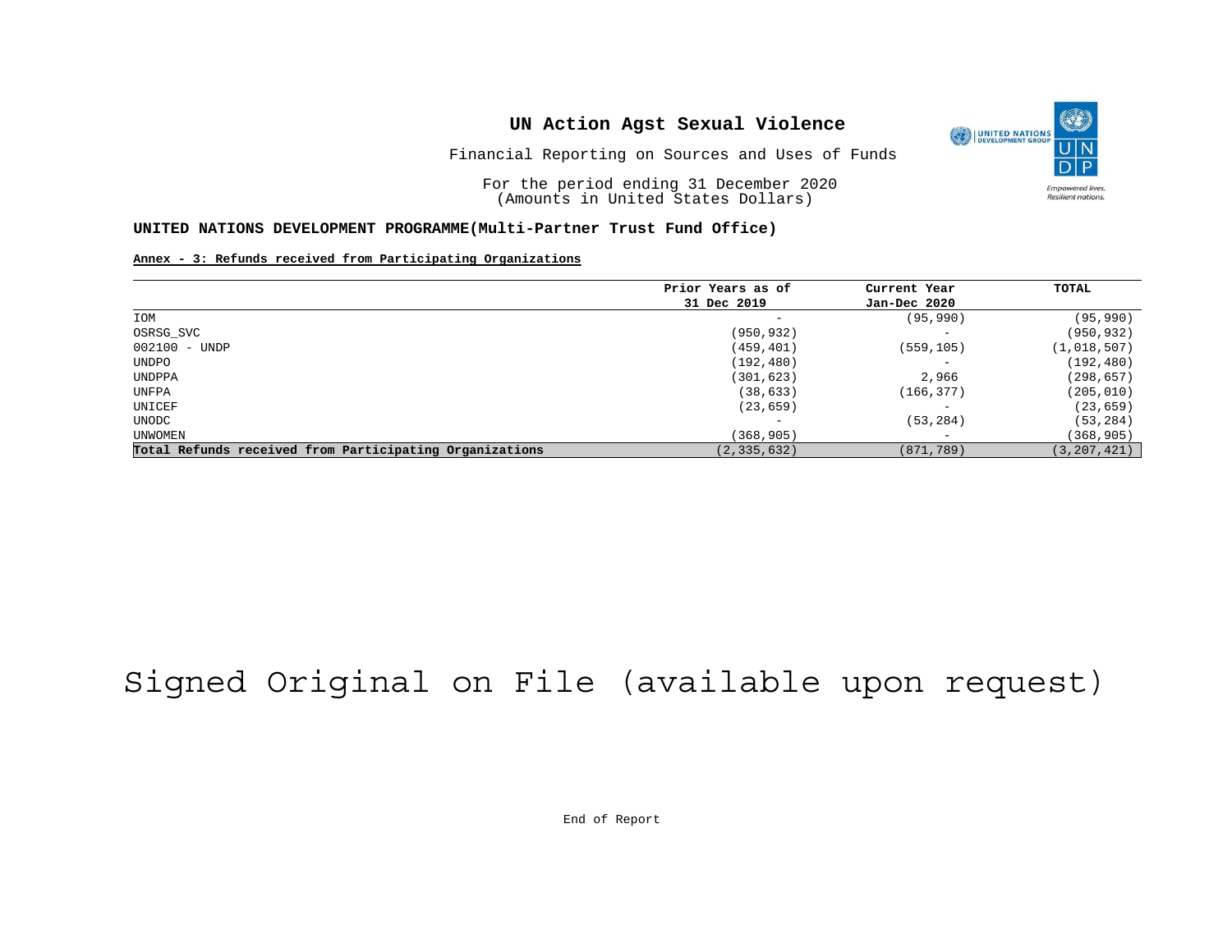# UN Action Agst Sexual Violence

Financial Reporting on Sources and Uses of Funds

For the period ending 31 December 2020
(Amounts in United States Dollars)

**UNITED NATIONS DEVELOPMENT PROGRAMME(Multi-Partner Trust Fund Office)**

**Annex - 3: Refunds received from Participating Organizations**

| | Prior Years as of 31 Dec 2019 | Current Year Jan-Dec 2020 | TOTAL |
|---|---|---|---|
| IOM | - | (95,990) | (95,990) |
| OSRSG_SVC | (950,932) | - | (950,932) |
| 002100 - UNDP | (459,401) | (559,105) | (1,018,507) |
| UNDPO | (192,480) | - | (192,480) |
| UNDPPA | (301,623) | 2,966 | (298,657) |
| UNFPA | (38,633) | (166,377) | (205,010) |
| UNICEF | (23,659) | - | (23,659) |
| UNODC | - | (53,284) | (53,284) |
| UNWOMEN | (368,905) | - | (368,905) |
| **Total Refunds received from Participating Organizations** | (2,335,632) | (871,789) | (3,207,421) |

Signed Original on File (available upon request)

End of Report